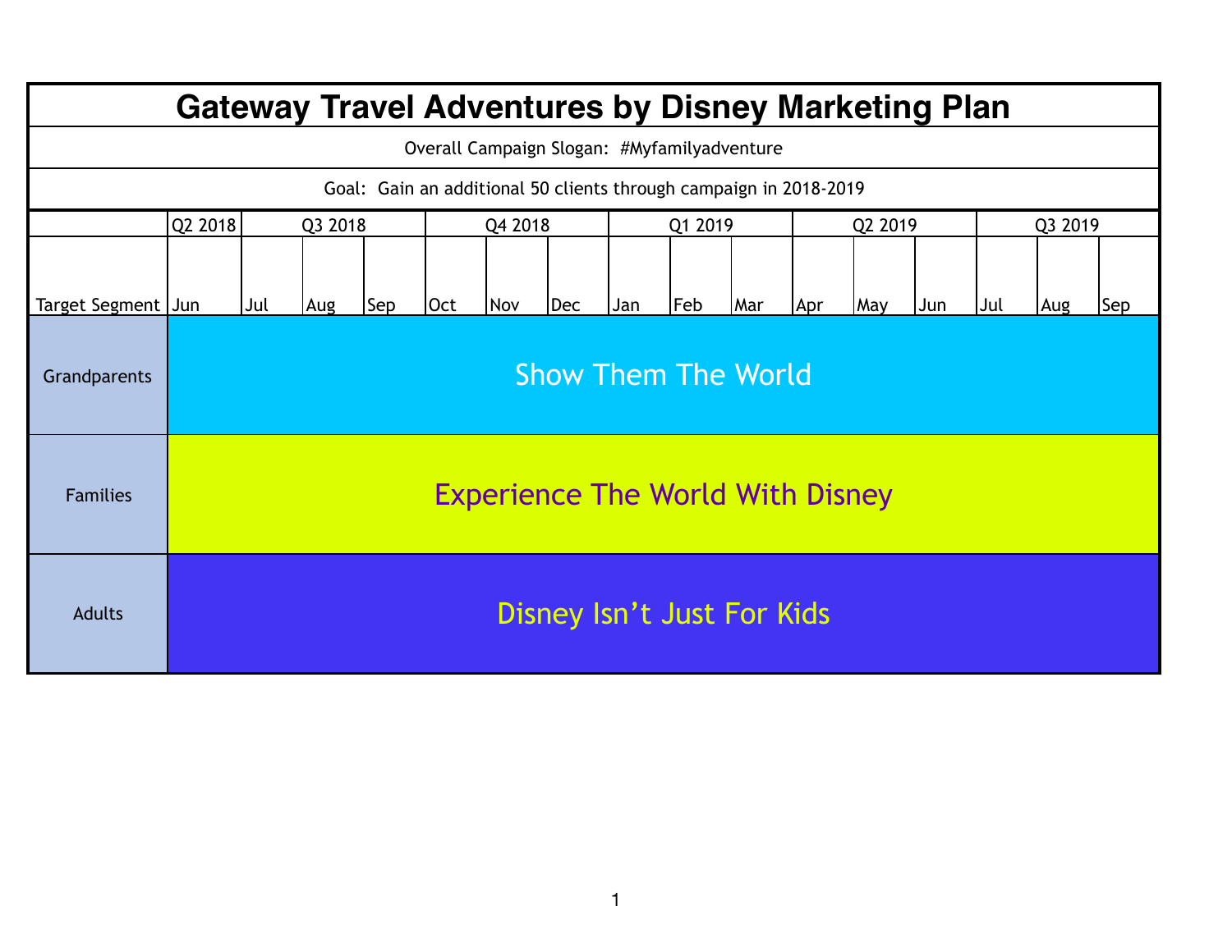# Gateway Travel Adventures by Disney Marketing Plan

Overall Campaign Slogan: #Myfamilyadventure

Goal: Gain an additional 50 clients through campaign in 2018-2019

| | Q2 2018 | Q3 2018 | | | Q4 2018 | | | Q1 2019 | | | Q2 2019 | | | Q3 2019 | | |
|---|---|---|---|---|---|---|---|---|---|---|---|---|---|---|---|---|
| Target Segment | Jun | Jul | Aug | Sep | Oct | Nov | Dec | Jan | Feb | Mar | Apr | May | Jun | Jul | Aug | Sep |
| Grandparents | Show Them The World | | | | | | | | | | | | | | | |
| Families | Experience The World With Disney | | | | | | | | | | | | | | | |
| Adults | Disney Isn’t Just For Kids | | | | | | | | | | | | | | | |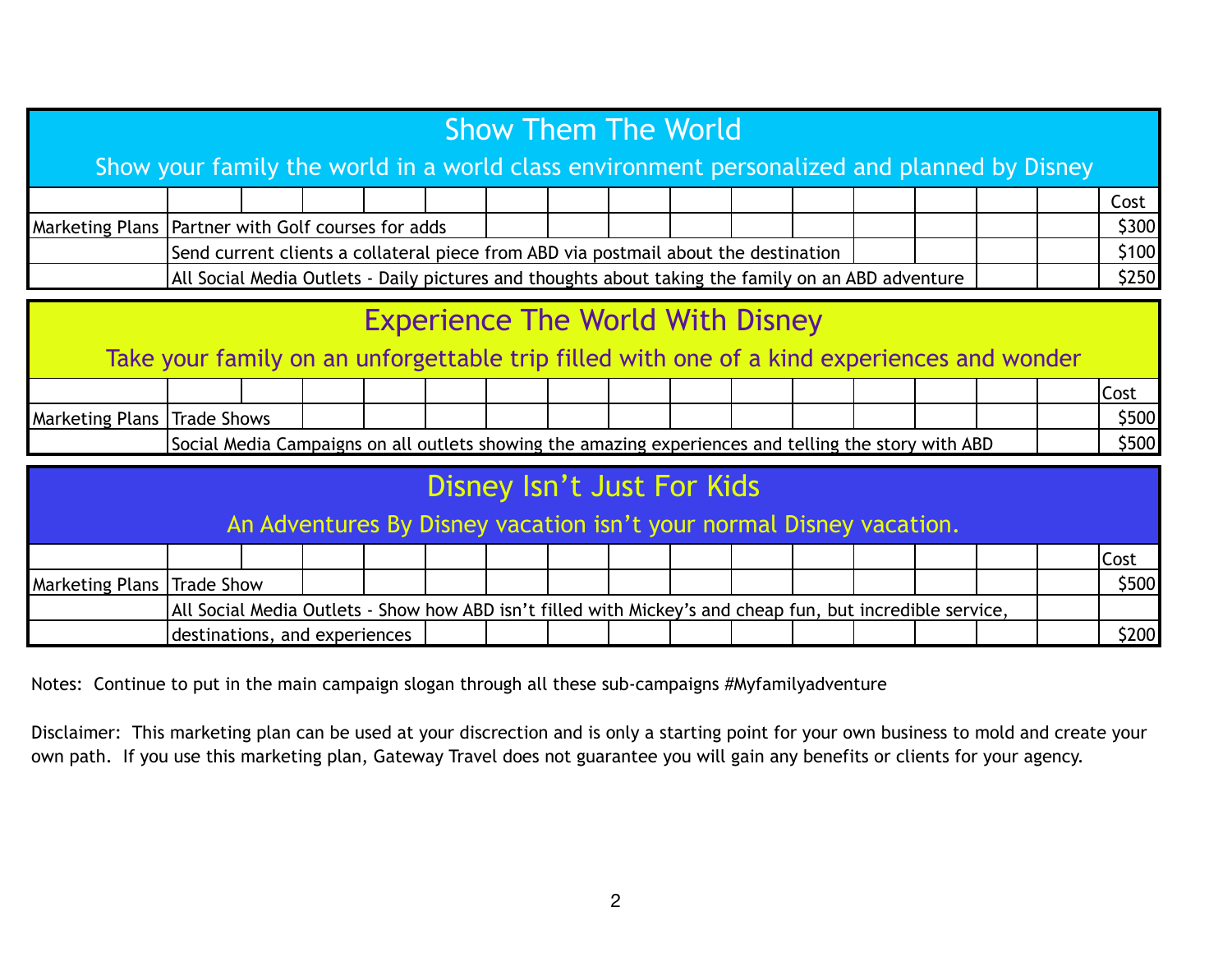## Show Them The World

Show your family the world in a world class environment personalized and planned by Disney

| | | Cost |
|---|---|---|
| Marketing Plans | Partner with Golf courses for adds | $300 |
| | Send current clients a collateral piece from ABD via postmail about the destination | $100 |
| | All Social Media Outlets - Daily pictures and thoughts about taking the family on an ABD adventure | $250 |

## Experience The World With Disney

Take your family on an unforgettable trip filled with one of a kind experiences and wonder

| | | Cost |
|---|---|---|
| Marketing Plans | Trade Shows | $500 |
| | Social Media Campaigns on all outlets showing the amazing experiences and telling the story with ABD | $500 |

## Disney Isn't Just For Kids

An Adventures By Disney vacation isn't your normal Disney vacation.

| | | Cost |
|---|---|---|
| Marketing Plans | Trade Show | $500 |
| | All Social Media Outlets - Show how ABD isn't filled with Mickey's and cheap fun, but incredible service, | |
| | destinations, and experiences | $200 |

Notes: Continue to put in the main campaign slogan through all these sub-campaigns #Myfamilyadventure

Disclaimer: This marketing plan can be used at your discrection and is only a starting point for your own business to mold and create your own path. If you use this marketing plan, Gateway Travel does not guarantee you will gain any benefits or clients for your agency.